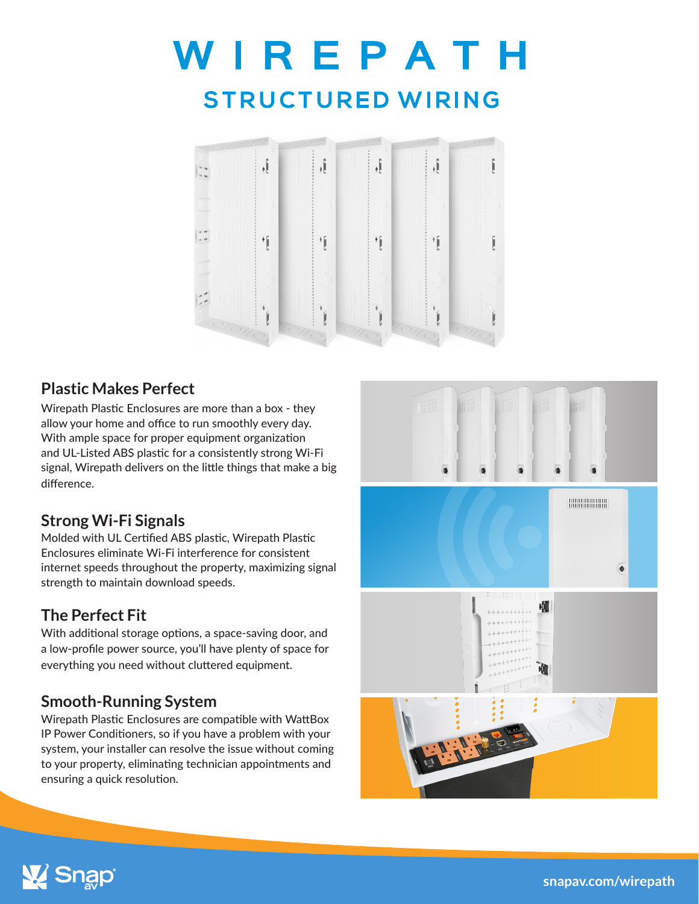# WIREPATH

## STRUCTURED WIRING

### Plastic Makes Perfect

Wirepath Plastic Enclosures are more than a box - they allow your home and office to run smoothly every day. With ample space for proper equipment organization and UL-Listed ABS plastic for a consistently strong Wi-Fi signal, Wirepath delivers on the little things that make a big difference.

### Strong Wi-Fi Signals

Molded with UL Certified ABS plastic, Wirepath Plastic Enclosures eliminate Wi-Fi interference for consistent internet speeds throughout the property, maximizing signal strength to maintain download speeds.

### The Perfect Fit

With additional storage options, a space-saving door, and a low-profile power source, you'll have plenty of space for everything you need without cluttered equipment.

### Smooth-Running System

Wirepath Plastic Enclosures are compatible with WattBox IP Power Conditioners, so if you have a problem with your system, your installer can resolve the issue without coming to your property, eliminating technician appointments and ensuring a quick resolution.

Snap av

snapav.com/wirepath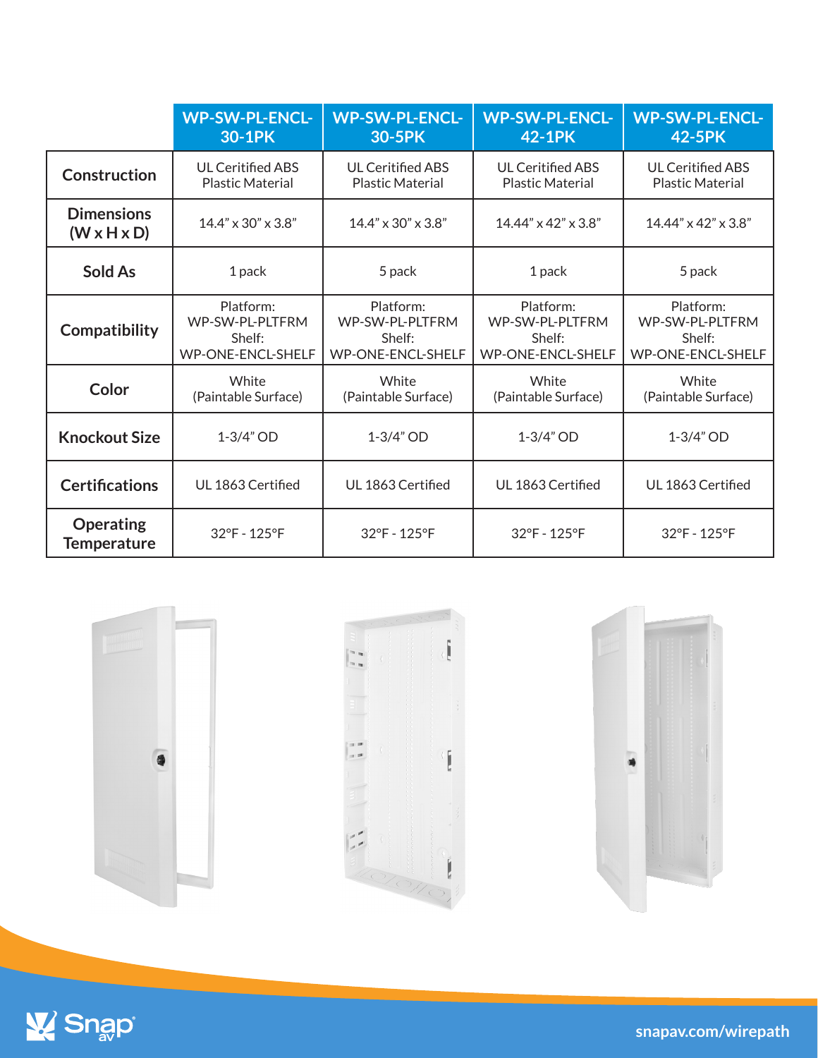| | WP-SW-PL-ENCL-30-1PK | WP-SW-PL-ENCL-30-5PK | WP-SW-PL-ENCL-42-1PK | WP-SW-PL-ENCL-42-5PK |
|---|---|---|---|---|
| **Construction** | UL Ceritified ABS Plastic Material | UL Ceritified ABS Plastic Material | UL Ceritified ABS Plastic Material | UL Ceritified ABS Plastic Material |
| **Dimensions (W x H x D)** | 14.4" x 30" x 3.8" | 14.4" x 30" x 3.8" | 14.44" x 42" x 3.8" | 14.44" x 42" x 3.8" |
| **Sold As** | 1 pack | 5 pack | 1 pack | 5 pack |
| **Compatibility** | Platform: WP-SW-PL-PLTFRM Shelf: WP-ONE-ENCL-SHELF | Platform: WP-SW-PL-PLTFRM Shelf: WP-ONE-ENCL-SHELF | Platform: WP-SW-PL-PLTFRM Shelf: WP-ONE-ENCL-SHELF | Platform: WP-SW-PL-PLTFRM Shelf: WP-ONE-ENCL-SHELF |
| **Color** | White (Paintable Surface) | White (Paintable Surface) | White (Paintable Surface) | White (Paintable Surface) |
| **Knockout Size** | 1-3/4" OD | 1-3/4" OD | 1-3/4" OD | 1-3/4" OD |
| **Certifications** | UL 1863 Certified | UL 1863 Certified | UL 1863 Certified | UL 1863 Certified |
| **Operating Temperature** | 32°F - 125°F | 32°F - 125°F | 32°F - 125°F | 32°F - 125°F |

Snap av

snapav.com/wirepath